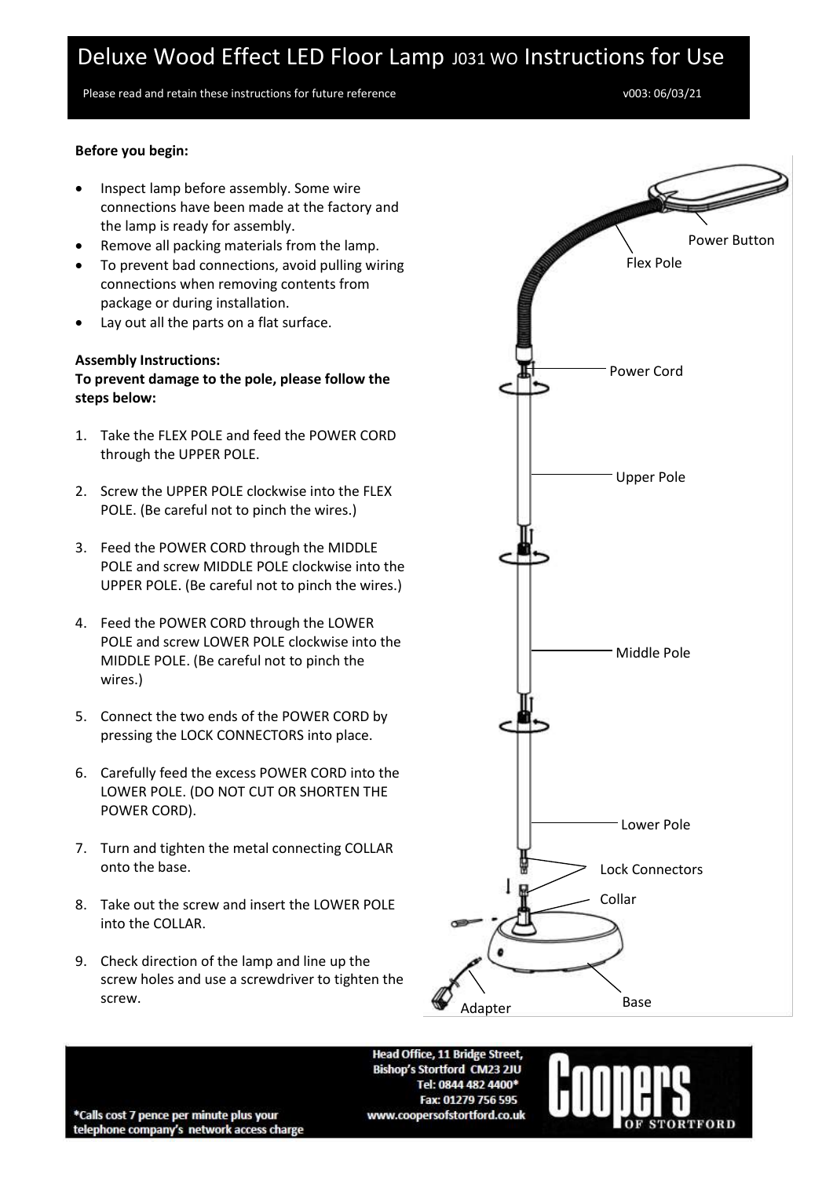# Deluxe Wood Effect LED Floor Lamp J031 WO Instructions for Use

Please read and retain these instructions for future reference

v003: 06/03/21

**Before you begin:**

- Inspect lamp before assembly. Some wire connections have been made at the factory and the lamp is ready for assembly.
- Remove all packing materials from the lamp.
- To prevent bad connections, avoid pulling wiring connections when removing contents from package or during installation.
- Lay out all the parts on a flat surface.

**Assembly Instructions:**
**To prevent damage to the pole, please follow the steps below:**

1. Take the FLEX POLE and feed the POWER CORD through the UPPER POLE.
2. Screw the UPPER POLE clockwise into the FLEX POLE. (Be careful not to pinch the wires.)
3. Feed the POWER CORD through the MIDDLE POLE and screw MIDDLE POLE clockwise into the UPPER POLE. (Be careful not to pinch the wires.)
4. Feed the POWER CORD through the LOWER POLE and screw LOWER POLE clockwise into the MIDDLE POLE. (Be careful not to pinch the wires.)
5. Connect the two ends of the POWER CORD by pressing the LOCK CONNECTORS into place.
6. Carefully feed the excess POWER CORD into the LOWER POLE. (DO NOT CUT OR SHORTEN THE POWER CORD).
7. Turn and tighten the metal connecting COLLAR onto the base.
8. Take out the screw and insert the LOWER POLE into the COLLAR.
9. Check direction of the lamp and line up the screw holes and use a screwdriver to tighten the screw.

Power Button

Flex Pole

Power Cord

Upper Pole

Middle Pole

Lower Pole

Lock Connectors

Collar

Adapter

Base

Head Office, 11 Bridge Street,
Bishop's Stortford CM23 2JU
Tel: 0844 482 4400*
Fax: 01279 756 595
www.coopersofstortford.co.uk

*Calls cost 7 pence per minute plus your telephone company's network access charge

Coopers OF STORTFORD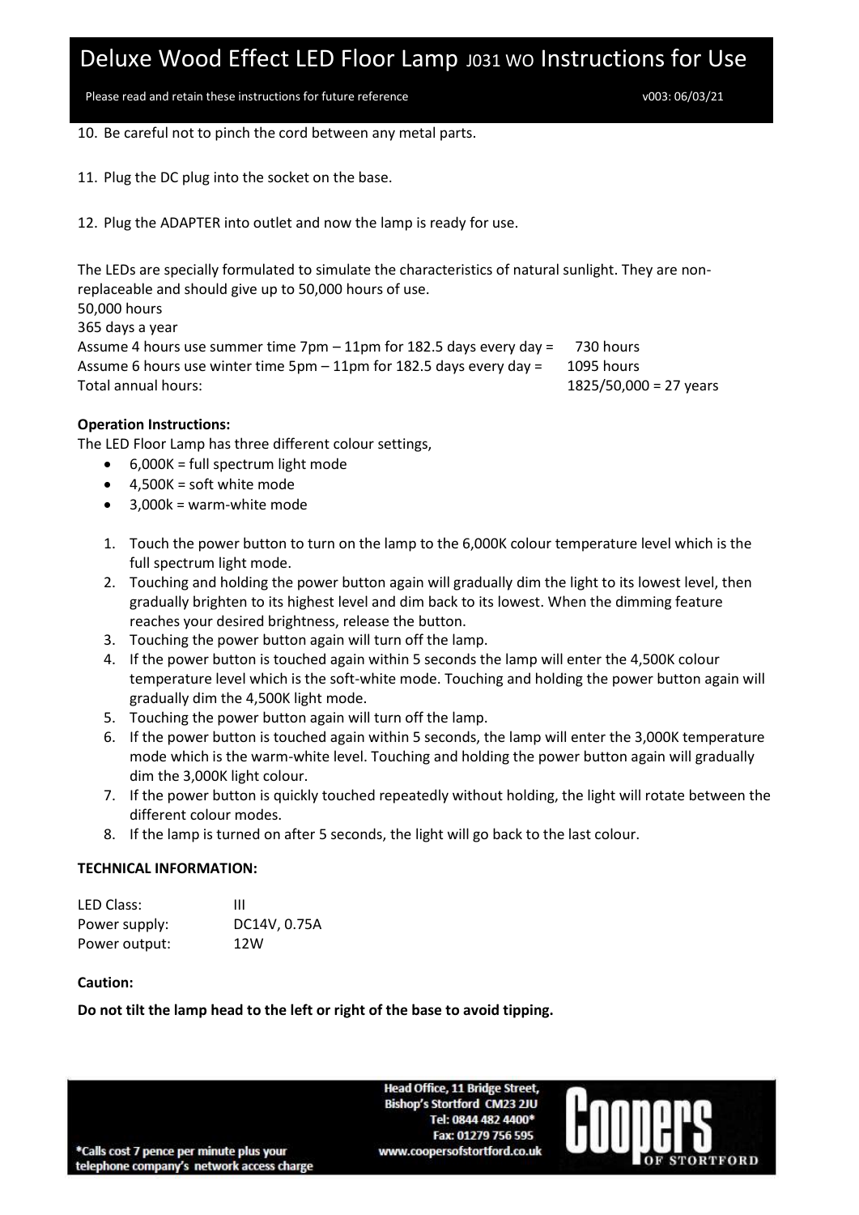10. Be careful not to pinch the cord between any metal parts.

11. Plug the DC plug into the socket on the base.

12. Plug the ADAPTER into outlet and now the lamp is ready for use.

The LEDs are specially formulated to simulate the characteristics of natural sunlight. They are non-replaceable and should give up to 50,000 hours of use.

50,000 hours

365 days a year

| | |
|---|---|
| Assume 4 hours use summer time 7pm – 11pm for 182.5 days every day = | 730 hours |
| Assume 6 hours use winter time 5pm – 11pm for 182.5 days every day = | 1095 hours |
| Total annual hours: | 1825/50,000 = 27 years |

**Operation Instructions:**

The LED Floor Lamp has three different colour settings,

- 6,000K = full spectrum light mode
- 4,500K = soft white mode
- 3,000k = warm-white mode

1. Touch the power button to turn on the lamp to the 6,000K colour temperature level which is the full spectrum light mode.
2. Touching and holding the power button again will gradually dim the light to its lowest level, then gradually brighten to its highest level and dim back to its lowest. When the dimming feature reaches your desired brightness, release the button.
3. Touching the power button again will turn off the lamp.
4. If the power button is touched again within 5 seconds the lamp will enter the 4,500K colour temperature level which is the soft-white mode. Touching and holding the power button again will gradually dim the 4,500K light mode.
5. Touching the power button again will turn off the lamp.
6. If the power button is touched again within 5 seconds, the lamp will enter the 3,000K temperature mode which is the warm-white level. Touching and holding the power button again will gradually dim the 3,000K light colour.
7. If the power button is quickly touched repeatedly without holding, the light will rotate between the different colour modes.
8. If the lamp is turned on after 5 seconds, the light will go back to the last colour.

**TECHNICAL INFORMATION:**

| | |
|---|---|
| LED Class: | III |
| Power supply: | DC14V, 0.75A |
| Power output: | 12W |

**Caution:**

**Do not tilt the lamp head to the left or right of the base to avoid tipping.**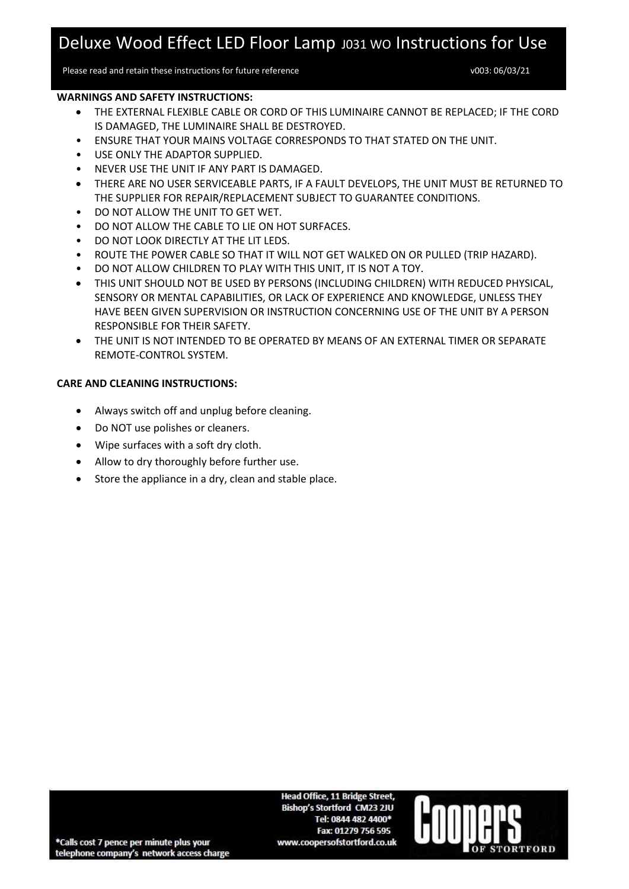# Deluxe Wood Effect LED Floor Lamp J031 WO Instructions for Use

Please read and retain these instructions for future reference

v003: 06/03/21

**WARNINGS AND SAFETY INSTRUCTIONS:**

- THE EXTERNAL FLEXIBLE CABLE OR CORD OF THIS LUMINAIRE CANNOT BE REPLACED; IF THE CORD IS DAMAGED, THE LUMINAIRE SHALL BE DESTROYED.
- ENSURE THAT YOUR MAINS VOLTAGE CORRESPONDS TO THAT STATED ON THE UNIT.
- USE ONLY THE ADAPTOR SUPPLIED.
- NEVER USE THE UNIT IF ANY PART IS DAMAGED.
- THERE ARE NO USER SERVICEABLE PARTS, IF A FAULT DEVELOPS, THE UNIT MUST BE RETURNED TO THE SUPPLIER FOR REPAIR/REPLACEMENT SUBJECT TO GUARANTEE CONDITIONS.
- DO NOT ALLOW THE UNIT TO GET WET.
- DO NOT ALLOW THE CABLE TO LIE ON HOT SURFACES.
- DO NOT LOOK DIRECTLY AT THE LIT LEDS.
- ROUTE THE POWER CABLE SO THAT IT WILL NOT GET WALKED ON OR PULLED (TRIP HAZARD).
- DO NOT ALLOW CHILDREN TO PLAY WITH THIS UNIT, IT IS NOT A TOY.
- THIS UNIT SHOULD NOT BE USED BY PERSONS (INCLUDING CHILDREN) WITH REDUCED PHYSICAL, SENSORY OR MENTAL CAPABILITIES, OR LACK OF EXPERIENCE AND KNOWLEDGE, UNLESS THEY HAVE BEEN GIVEN SUPERVISION OR INSTRUCTION CONCERNING USE OF THE UNIT BY A PERSON RESPONSIBLE FOR THEIR SAFETY.
- THE UNIT IS NOT INTENDED TO BE OPERATED BY MEANS OF AN EXTERNAL TIMER OR SEPARATE REMOTE-CONTROL SYSTEM.

**CARE AND CLEANING INSTRUCTIONS:**

- Always switch off and unplug before cleaning.
- Do NOT use polishes or cleaners.
- Wipe surfaces with a soft dry cloth.
- Allow to dry thoroughly before further use.
- Store the appliance in a dry, clean and stable place.

*Calls cost 7 pence per minute plus your telephone company's network access charge

Head Office, 11 Bridge Street,
Bishop's Stortford CM23 2JU
Tel: 0844 482 4400*
Fax: 01279 756 595
www.coopersofstortford.co.uk

Coopers OF STORTFORD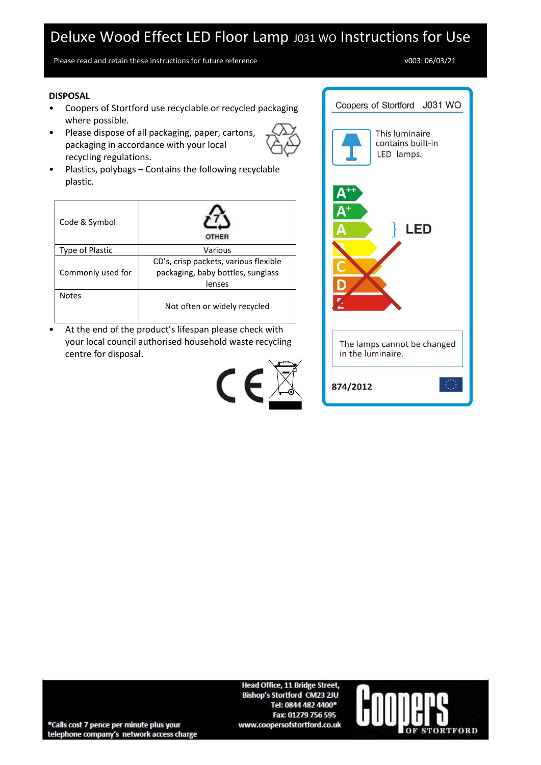# Deluxe Wood Effect LED Floor Lamp J031 WO Instructions for Use

Please read and retain these instructions for future reference

v003: 06/03/21

## DISPOSAL

- Coopers of Stortford use recyclable or recycled packaging where possible.
- Please dispose of all packaging, paper, cartons, packaging in accordance with your local recycling regulations.
- Plastics, polybags – Contains the following recyclable plastic.

| | |
|---|---|
| Code & Symbol | 7 OTHER |
| Type of Plastic | Various |
| Commonly used for | CD's, crisp packets, various flexible packaging, baby bottles, sunglass lenses |
| Notes | Not often or widely recycled |

- At the end of the product's lifespan please check with your local council authorised household waste recycling centre for disposal.

Coopers of Stortford J031 WO

This luminaire contains built-in LED lamps.

A++
A+
A
B
C
D
E

LED

The lamps cannot be changed in the luminaire.

874/2012

Head Office, 11 Bridge Street,
Bishop's Stortford CM23 2JU
Tel: 0844 482 4400*
Fax: 01279 756 595
www.coopersofstortford.co.uk

*Calls cost 7 pence per minute plus your telephone company's network access charge

Coopers OF STORTFORD